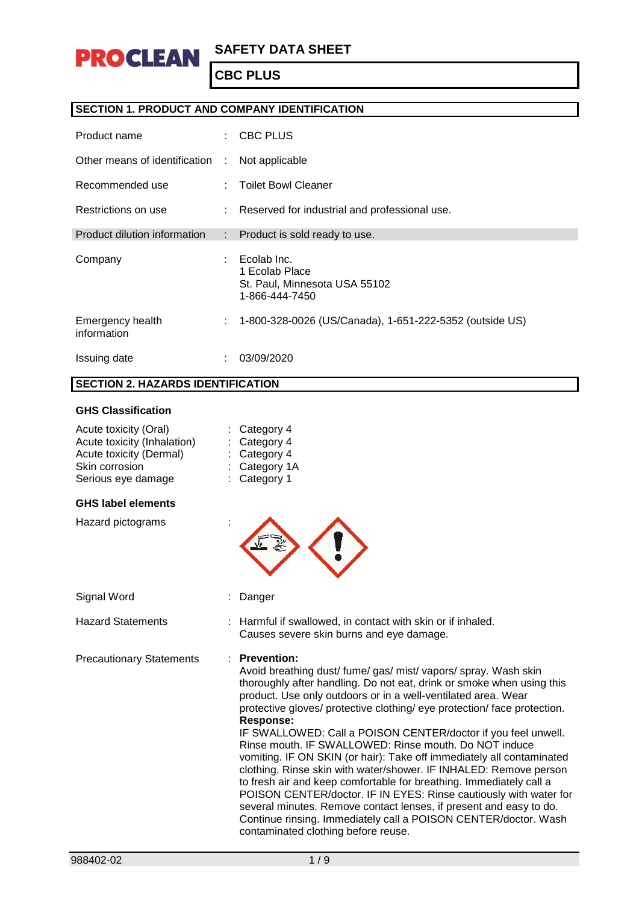# SAFETY DATA SHEET

## CBC PLUS

### SECTION 1. PRODUCT AND COMPANY IDENTIFICATION

| | | |
|---|---|---|
| Product name | : | CBC PLUS |
| Other means of identification | : | Not applicable |
| Recommended use | : | Toilet Bowl Cleaner |
| Restrictions on use | : | Reserved for industrial and professional use. |
| Product dilution information | : | Product is sold ready to use. |
| Company | : | Ecolab Inc.<br>1 Ecolab Place<br>St. Paul, Minnesota USA 55102<br>1-866-444-7450 |
| Emergency health information | : | 1-800-328-0026 (US/Canada), 1-651-222-5352 (outside US) |
| Issuing date | : | 03/09/2020 |

### SECTION 2. HAZARDS IDENTIFICATION

**GHS Classification**

| | | |
|---|---|---|
| Acute toxicity (Oral) | : | Category 4 |
| Acute toxicity (Inhalation) | : | Category 4 |
| Acute toxicity (Dermal) | : | Category 4 |
| Skin corrosion | : | Category 1A |
| Serious eye damage | : | Category 1 |

**GHS label elements**

Hazard pictograms :

Signal Word : Danger

Hazard Statements : Harmful if swallowed, in contact with skin or if inhaled.
Causes severe skin burns and eye damage.

Precautionary Statements :

**Prevention:**
Avoid breathing dust/ fume/ gas/ mist/ vapors/ spray. Wash skin thoroughly after handling. Do not eat, drink or smoke when using this product. Use only outdoors or in a well-ventilated area. Wear protective gloves/ protective clothing/ eye protection/ face protection.

**Response:**
IF SWALLOWED: Call a POISON CENTER/doctor if you feel unwell. Rinse mouth. IF SWALLOWED: Rinse mouth. Do NOT induce vomiting. IF ON SKIN (or hair): Take off immediately all contaminated clothing. Rinse skin with water/shower. IF INHALED: Remove person to fresh air and keep comfortable for breathing. Immediately call a POISON CENTER/doctor. IF IN EYES: Rinse cautiously with water for several minutes. Remove contact lenses, if present and easy to do. Continue rinsing. Immediately call a POISON CENTER/doctor. Wash contaminated clothing before reuse.

988402-02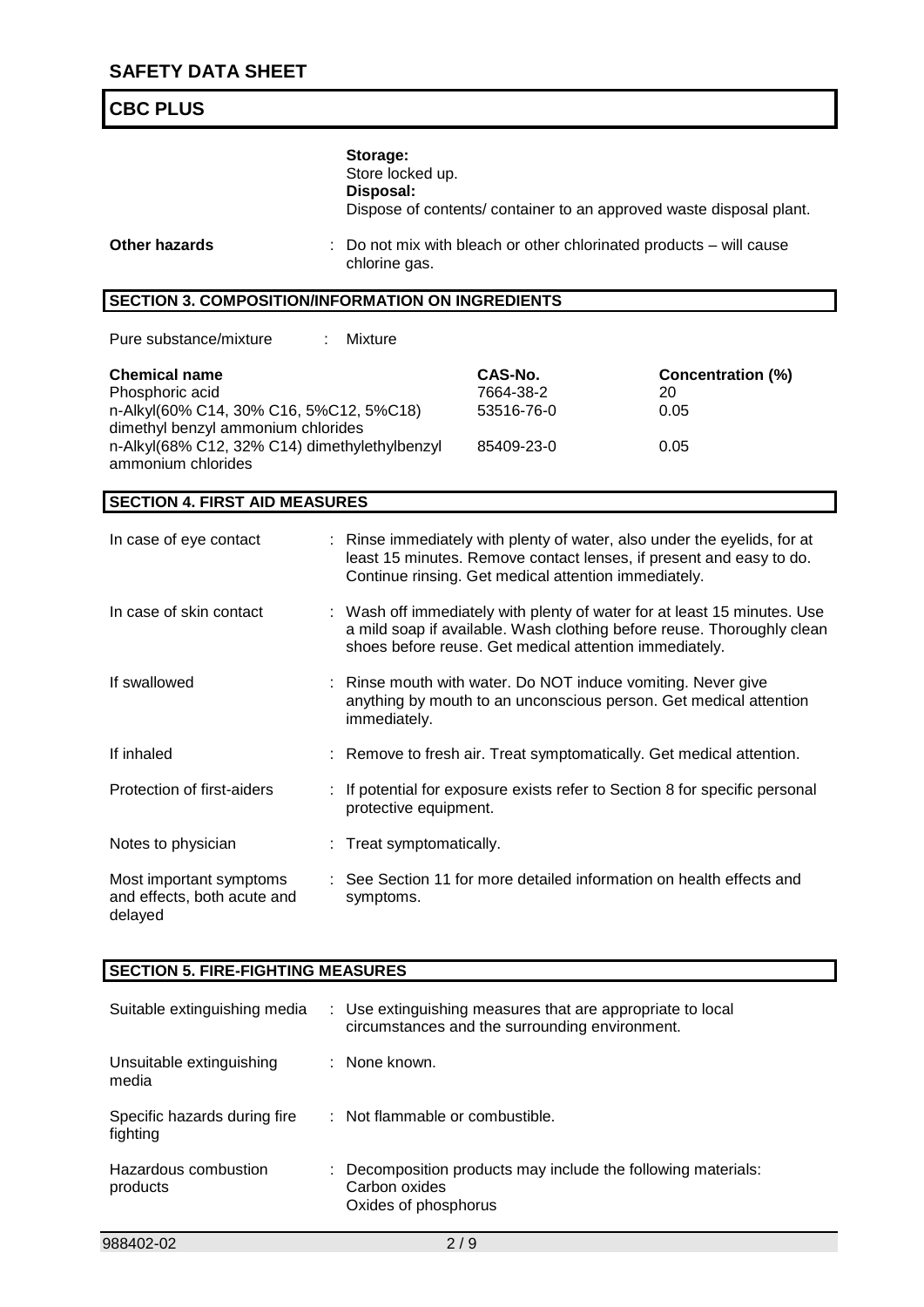**Storage:**
Store locked up.
**Disposal:**
Dispose of contents/ container to an approved waste disposal plant.

**Other hazards** : Do not mix with bleach or other chlorinated products – will cause chlorine gas.

## SECTION 3. COMPOSITION/INFORMATION ON INGREDIENTS

Pure substance/mixture : Mixture

| Chemical name | CAS-No. | Concentration (%) |
|---|---|---|
| Phosphoric acid | 7664-38-2 | 20 |
| n-Alkyl(60% C14, 30% C16, 5%C12, 5%C18) dimethyl benzyl ammonium chlorides | 53516-76-0 | 0.05 |
| n-Alkyl(68% C12, 32% C14) dimethylethylbenzyl ammonium chlorides | 85409-23-0 | 0.05 |

## SECTION 4. FIRST AID MEASURES

| | |
|---|---|
| In case of eye contact | : Rinse immediately with plenty of water, also under the eyelids, for at least 15 minutes. Remove contact lenses, if present and easy to do. Continue rinsing. Get medical attention immediately. |
| In case of skin contact | : Wash off immediately with plenty of water for at least 15 minutes. Use a mild soap if available. Wash clothing before reuse. Thoroughly clean shoes before reuse. Get medical attention immediately. |
| If swallowed | : Rinse mouth with water. Do NOT induce vomiting. Never give anything by mouth to an unconscious person. Get medical attention immediately. |
| If inhaled | : Remove to fresh air. Treat symptomatically. Get medical attention. |
| Protection of first-aiders | : If potential for exposure exists refer to Section 8 for specific personal protective equipment. |
| Notes to physician | : Treat symptomatically. |
| Most important symptoms and effects, both acute and delayed | : See Section 11 for more detailed information on health effects and symptoms. |

## SECTION 5. FIRE-FIGHTING MEASURES

| | |
|---|---|
| Suitable extinguishing media | : Use extinguishing measures that are appropriate to local circumstances and the surrounding environment. |
| Unsuitable extinguishing media | : None known. |
| Specific hazards during fire fighting | : Not flammable or combustible. |
| Hazardous combustion products | : Decomposition products may include the following materials: Carbon oxides Oxides of phosphorus |

988402-02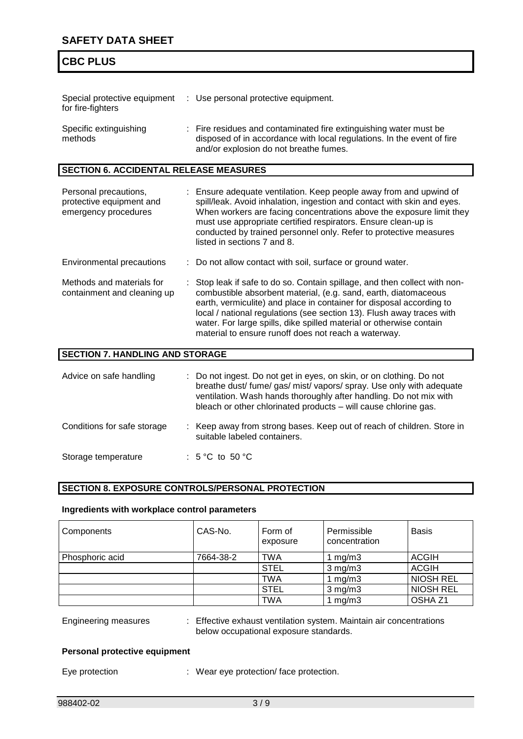Special protective equipment for fire-fighters : Use personal protective equipment.

Specific extinguishing methods : Fire residues and contaminated fire extinguishing water must be disposed of in accordance with local regulations. In the event of fire and/or explosion do not breathe fumes.

## SECTION 6. ACCIDENTAL RELEASE MEASURES

Personal precautions, protective equipment and emergency procedures : Ensure adequate ventilation. Keep people away from and upwind of spill/leak. Avoid inhalation, ingestion and contact with skin and eyes. When workers are facing concentrations above the exposure limit they must use appropriate certified respirators. Ensure clean-up is conducted by trained personnel only. Refer to protective measures listed in sections 7 and 8.

Environmental precautions : Do not allow contact with soil, surface or ground water.

Methods and materials for containment and cleaning up : Stop leak if safe to do so. Contain spillage, and then collect with non-combustible absorbent material, (e.g. sand, earth, diatomaceous earth, vermiculite) and place in container for disposal according to local / national regulations (see section 13). Flush away traces with water. For large spills, dike spilled material or otherwise contain material to ensure runoff does not reach a waterway.

## SECTION 7. HANDLING AND STORAGE

Advice on safe handling : Do not ingest. Do not get in eyes, on skin, or on clothing. Do not breathe dust/ fume/ gas/ mist/ vapors/ spray. Use only with adequate ventilation. Wash hands thoroughly after handling. Do not mix with bleach or other chlorinated products – will cause chlorine gas.

Conditions for safe storage : Keep away from strong bases. Keep out of reach of children. Store in suitable labeled containers.

Storage temperature : 5 °C to 50 °C

## SECTION 8. EXPOSURE CONTROLS/PERSONAL PROTECTION

**Ingredients with workplace control parameters**

| Components | CAS-No. | Form of exposure | Permissible concentration | Basis |
|---|---|---|---|---|
| Phosphoric acid | 7664-38-2 | TWA | 1 mg/m3 | ACGIH |
| | | STEL | 3 mg/m3 | ACGIH |
| | | TWA | 1 mg/m3 | NIOSH REL |
| | | STEL | 3 mg/m3 | NIOSH REL |
| | | TWA | 1 mg/m3 | OSHA Z1 |

Engineering measures : Effective exhaust ventilation system. Maintain air concentrations below occupational exposure standards.

**Personal protective equipment**

Eye protection : Wear eye protection/ face protection.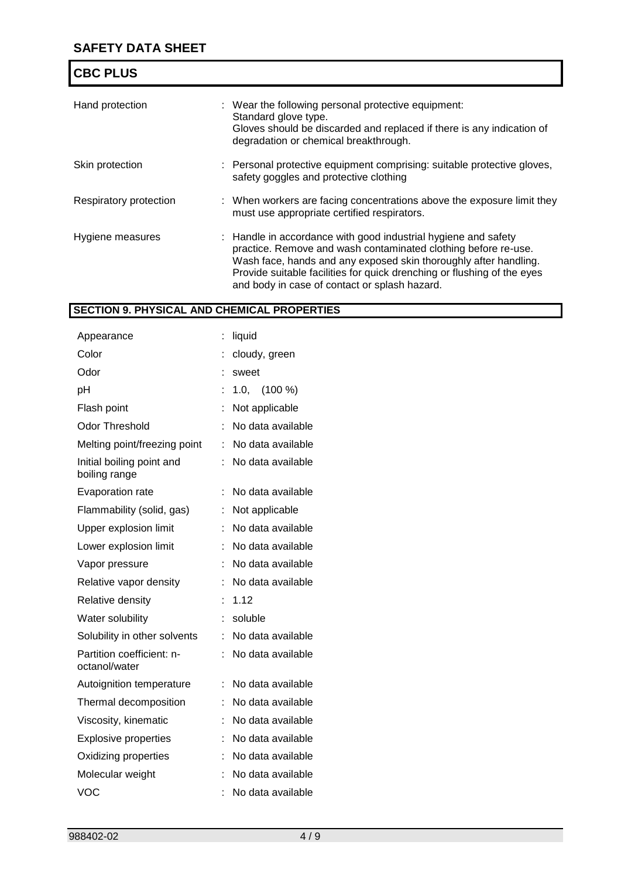| | |
|---|---|
| Hand protection | : Wear the following personal protective equipment:<br>Standard glove type.<br>Gloves should be discarded and replaced if there is any indication of degradation or chemical breakthrough. |
| Skin protection | : Personal protective equipment comprising: suitable protective gloves, safety goggles and protective clothing |
| Respiratory protection | : When workers are facing concentrations above the exposure limit they must use appropriate certified respirators. |
| Hygiene measures | : Handle in accordance with good industrial hygiene and safety practice. Remove and wash contaminated clothing before re-use. Wash face, hands and any exposed skin thoroughly after handling. Provide suitable facilities for quick drenching or flushing of the eyes and body in case of contact or splash hazard. |

## SECTION 9. PHYSICAL AND CHEMICAL PROPERTIES

| | |
|---|---|
| Appearance | : liquid |
| Color | : cloudy, green |
| Odor | : sweet |
| pH | : 1.0, (100 %) |
| Flash point | : Not applicable |
| Odor Threshold | : No data available |
| Melting point/freezing point | : No data available |
| Initial boiling point and boiling range | : No data available |
| Evaporation rate | : No data available |
| Flammability (solid, gas) | : Not applicable |
| Upper explosion limit | : No data available |
| Lower explosion limit | : No data available |
| Vapor pressure | : No data available |
| Relative vapor density | : No data available |
| Relative density | : 1.12 |
| Water solubility | : soluble |
| Solubility in other solvents | : No data available |
| Partition coefficient: n-octanol/water | : No data available |
| Autoignition temperature | : No data available |
| Thermal decomposition | : No data available |
| Viscosity, kinematic | : No data available |
| Explosive properties | : No data available |
| Oxidizing properties | : No data available |
| Molecular weight | : No data available |
| VOC | : No data available |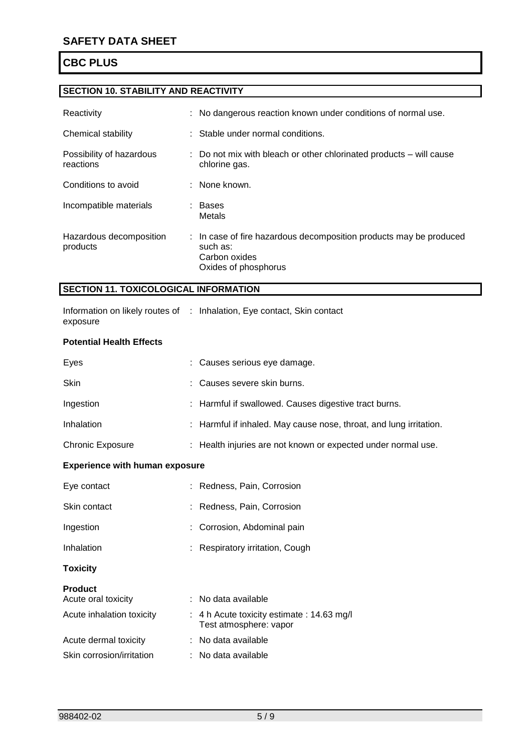## SECTION 10. STABILITY AND REACTIVITY

| | |
|---|---|
| Reactivity | : No dangerous reaction known under conditions of normal use. |
| Chemical stability | : Stable under normal conditions. |
| Possibility of hazardous reactions | : Do not mix with bleach or other chlorinated products – will cause chlorine gas. |
| Conditions to avoid | : None known. |
| Incompatible materials | : Bases<br>Metals |
| Hazardous decomposition products | : In case of fire hazardous decomposition products may be produced such as:<br>Carbon oxides<br>Oxides of phosphorus |

## SECTION 11. TOXICOLOGICAL INFORMATION

| | |
|---|---|
| Information on likely routes of exposure | : Inhalation, Eye contact, Skin contact |

**Potential Health Effects**

| | |
|---|---|
| Eyes | : Causes serious eye damage. |
| Skin | : Causes severe skin burns. |
| Ingestion | : Harmful if swallowed. Causes digestive tract burns. |
| Inhalation | : Harmful if inhaled. May cause nose, throat, and lung irritation. |
| Chronic Exposure | : Health injuries are not known or expected under normal use. |

**Experience with human exposure**

| | |
|---|---|
| Eye contact | : Redness, Pain, Corrosion |
| Skin contact | : Redness, Pain, Corrosion |
| Ingestion | : Corrosion, Abdominal pain |
| Inhalation | : Respiratory irritation, Cough |

**Toxicity**

**Product**

| | |
|---|---|
| Acute oral toxicity | : No data available |
| Acute inhalation toxicity | : 4 h Acute toxicity estimate : 14.63 mg/l<br>Test atmosphere: vapor |
| Acute dermal toxicity | : No data available |
| Skin corrosion/irritation | : No data available |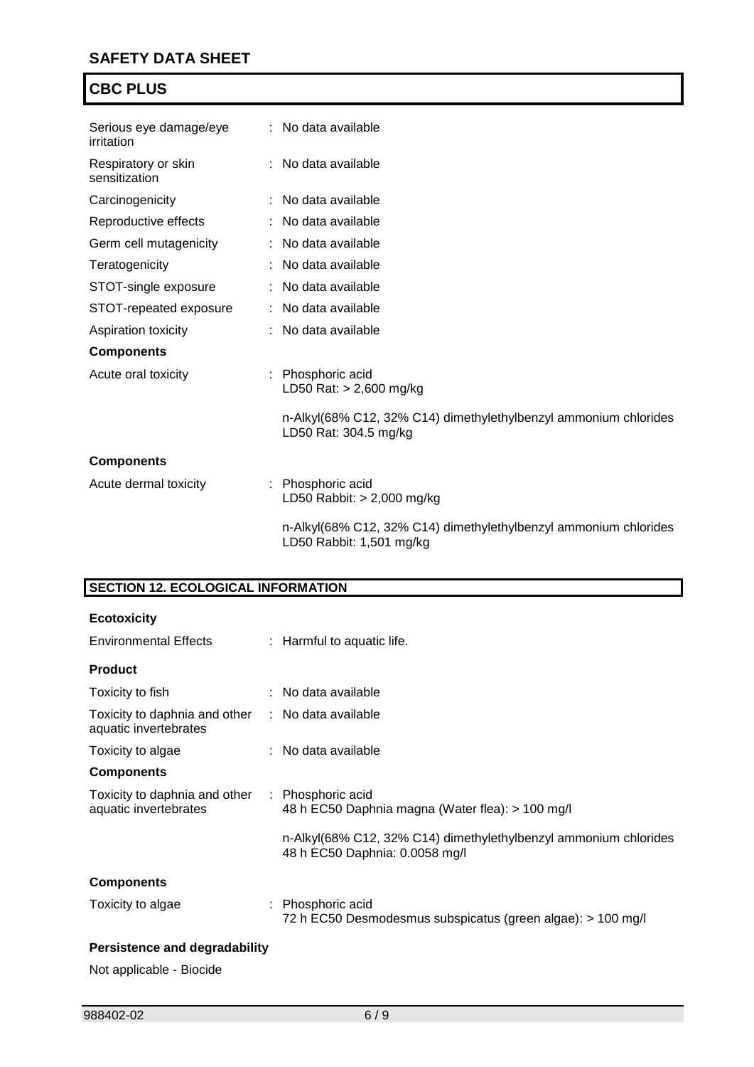| | |
|---|---|
| Serious eye damage/eye irritation | : No data available |
| Respiratory or skin sensitization | : No data available |
| Carcinogenicity | : No data available |
| Reproductive effects | : No data available |
| Germ cell mutagenicity | : No data available |
| Teratogenicity | : No data available |
| STOT-single exposure | : No data available |
| STOT-repeated exposure | : No data available |
| Aspiration toxicity | : No data available |

**Components**

| | |
|---|---|
| Acute oral toxicity | : Phosphoric acid<br>LD50 Rat: > 2,600 mg/kg<br><br>n-Alkyl(68% C12, 32% C14) dimethylethylbenzyl ammonium chlorides<br>LD50 Rat: 304.5 mg/kg |

**Components**

| | |
|---|---|
| Acute dermal toxicity | : Phosphoric acid<br>LD50 Rabbit: > 2,000 mg/kg<br><br>n-Alkyl(68% C12, 32% C14) dimethylethylbenzyl ammonium chlorides<br>LD50 Rabbit: 1,501 mg/kg |

## SECTION 12. ECOLOGICAL INFORMATION

**Ecotoxicity**

| | |
|---|---|
| Environmental Effects | : Harmful to aquatic life. |

**Product**

| | |
|---|---|
| Toxicity to fish | : No data available |
| Toxicity to daphnia and other aquatic invertebrates | : No data available |
| Toxicity to algae | : No data available |

**Components**

| | |
|---|---|
| Toxicity to daphnia and other aquatic invertebrates | : Phosphoric acid<br>48 h EC50 Daphnia magna (Water flea): > 100 mg/l<br><br>n-Alkyl(68% C12, 32% C14) dimethylethylbenzyl ammonium chlorides<br>48 h EC50 Daphnia: 0.0058 mg/l |

**Components**

| | |
|---|---|
| Toxicity to algae | : Phosphoric acid<br>72 h EC50 Desmodesmus subspicatus (green algae): > 100 mg/l |

**Persistence and degradability**

Not applicable - Biocide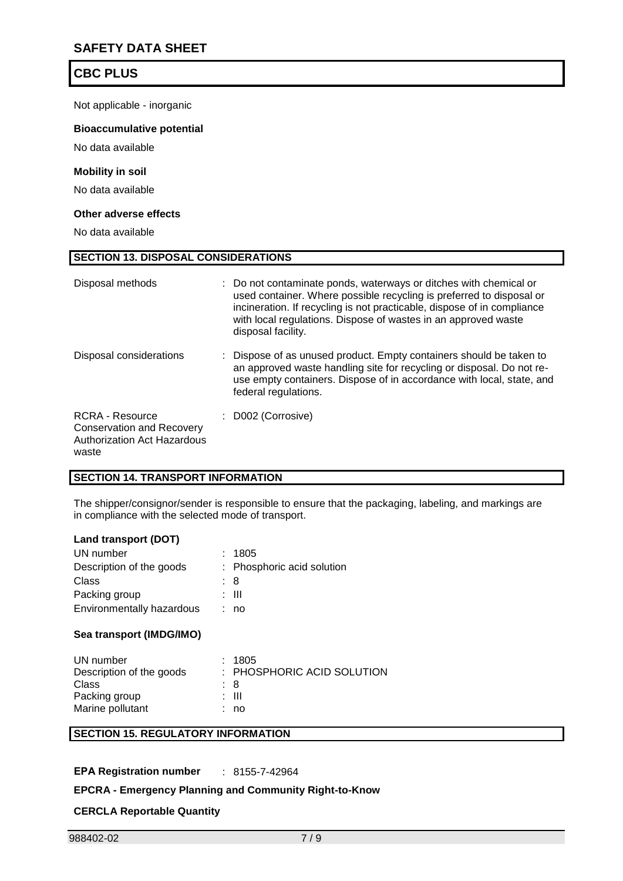Not applicable - inorganic

**Bioaccumulative potential**

No data available

**Mobility in soil**

No data available

**Other adverse effects**

No data available

## SECTION 13. DISPOSAL CONSIDERATIONS

| | |
|---|---|
| Disposal methods | : Do not contaminate ponds, waterways or ditches with chemical or used container. Where possible recycling is preferred to disposal or incineration. If recycling is not practicable, dispose of in compliance with local regulations. Dispose of wastes in an approved waste disposal facility. |
| Disposal considerations | : Dispose of as unused product. Empty containers should be taken to an approved waste handling site for recycling or disposal. Do not re-use empty containers. Dispose of in accordance with local, state, and federal regulations. |
| RCRA - Resource Conservation and Recovery Authorization Act Hazardous waste | : D002 (Corrosive) |

## SECTION 14. TRANSPORT INFORMATION

The shipper/consignor/sender is responsible to ensure that the packaging, labeling, and markings are in compliance with the selected mode of transport.

**Land transport (DOT)**

| | |
|---|---|
| UN number | : 1805 |
| Description of the goods | : Phosphoric acid solution |
| Class | : 8 |
| Packing group | : III |
| Environmentally hazardous | : no |

**Sea transport (IMDG/IMO)**

| | |
|---|---|
| UN number | : 1805 |
| Description of the goods | : PHOSPHORIC ACID SOLUTION |
| Class | : 8 |
| Packing group | : III |
| Marine pollutant | : no |

## SECTION 15. REGULATORY INFORMATION

**EPA Registration number** : 8155-7-42964

**EPCRA - Emergency Planning and Community Right-to-Know**

**CERCLA Reportable Quantity**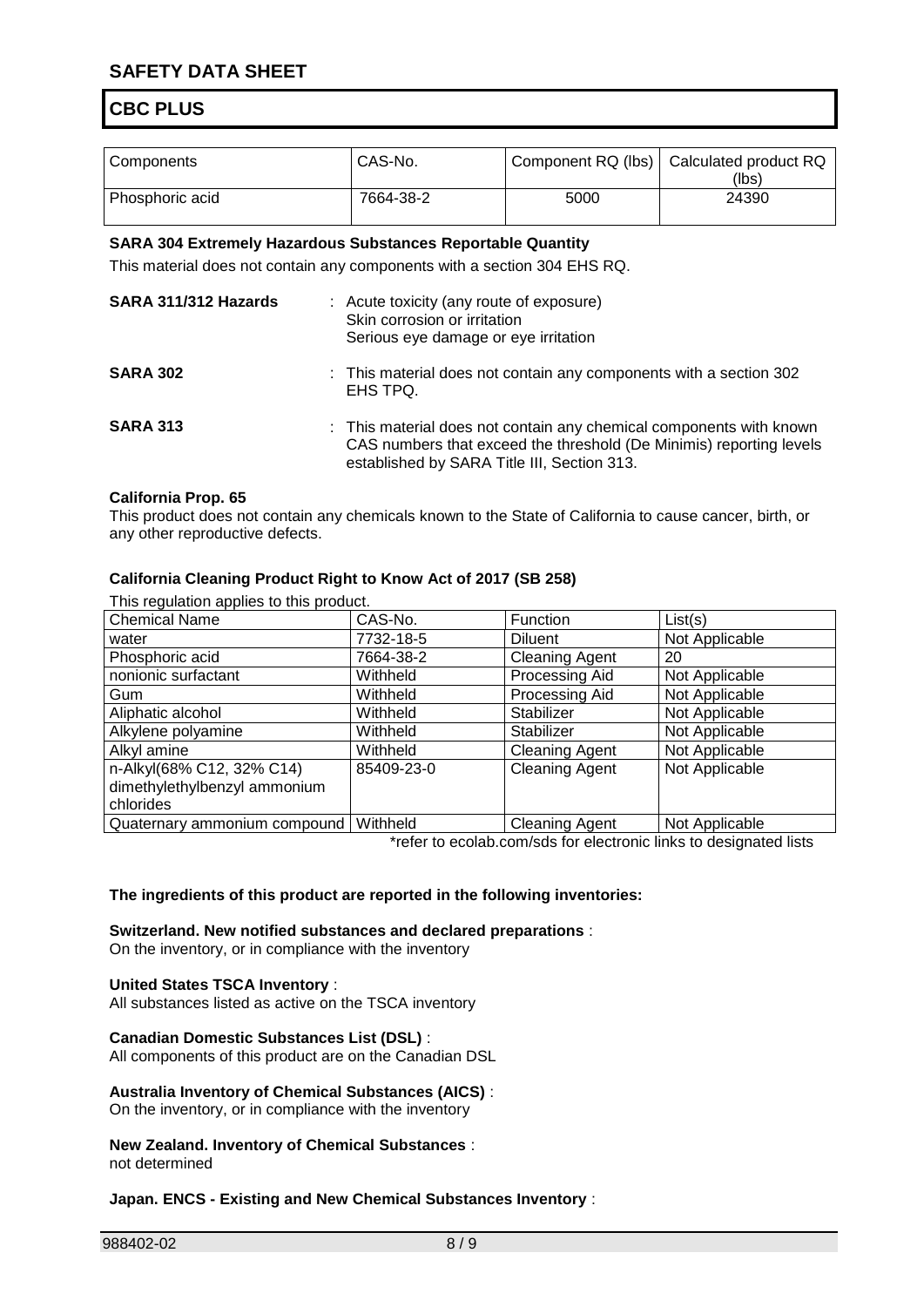| Components | CAS-No. | Component RQ (lbs) | Calculated product RQ (lbs) |
|---|---|---|---|
| Phosphoric acid | 7664-38-2 | 5000 | 24390 |

**SARA 304 Extremely Hazardous Substances Reportable Quantity**

This material does not contain any components with a section 304 EHS RQ.

**SARA 311/312 Hazards** : Acute toxicity (any route of exposure)
Skin corrosion or irritation
Serious eye damage or eye irritation

**SARA 302** : This material does not contain any components with a section 302 EHS TPQ.

**SARA 313** : This material does not contain any chemical components with known CAS numbers that exceed the threshold (De Minimis) reporting levels established by SARA Title III, Section 313.

**California Prop. 65**

This product does not contain any chemicals known to the State of California to cause cancer, birth, or any other reproductive defects.

**California Cleaning Product Right to Know Act of 2017 (SB 258)**

This regulation applies to this product.

| Chemical Name | CAS-No. | Function | List(s) |
|---|---|---|---|
| water | 7732-18-5 | Diluent | Not Applicable |
| Phosphoric acid | 7664-38-2 | Cleaning Agent | 20 |
| nonionic surfactant | Withheld | Processing Aid | Not Applicable |
| Gum | Withheld | Processing Aid | Not Applicable |
| Aliphatic alcohol | Withheld | Stabilizer | Not Applicable |
| Alkylene polyamine | Withheld | Stabilizer | Not Applicable |
| Alkyl amine | Withheld | Cleaning Agent | Not Applicable |
| n-Alkyl(68% C12, 32% C14) dimethylethylbenzyl ammonium chlorides | 85409-23-0 | Cleaning Agent | Not Applicable |
| Quaternary ammonium compound | Withheld | Cleaning Agent | Not Applicable |

*refer to ecolab.com/sds for electronic links to designated lists

**The ingredients of this product are reported in the following inventories:**

**Switzerland. New notified substances and declared preparations** :
On the inventory, or in compliance with the inventory

**United States TSCA Inventory** :
All substances listed as active on the TSCA inventory

**Canadian Domestic Substances List (DSL)** :
All components of this product are on the Canadian DSL

**Australia Inventory of Chemical Substances (AICS)** :
On the inventory, or in compliance with the inventory

**New Zealand. Inventory of Chemical Substances** :
not determined

**Japan. ENCS - Existing and New Chemical Substances Inventory** :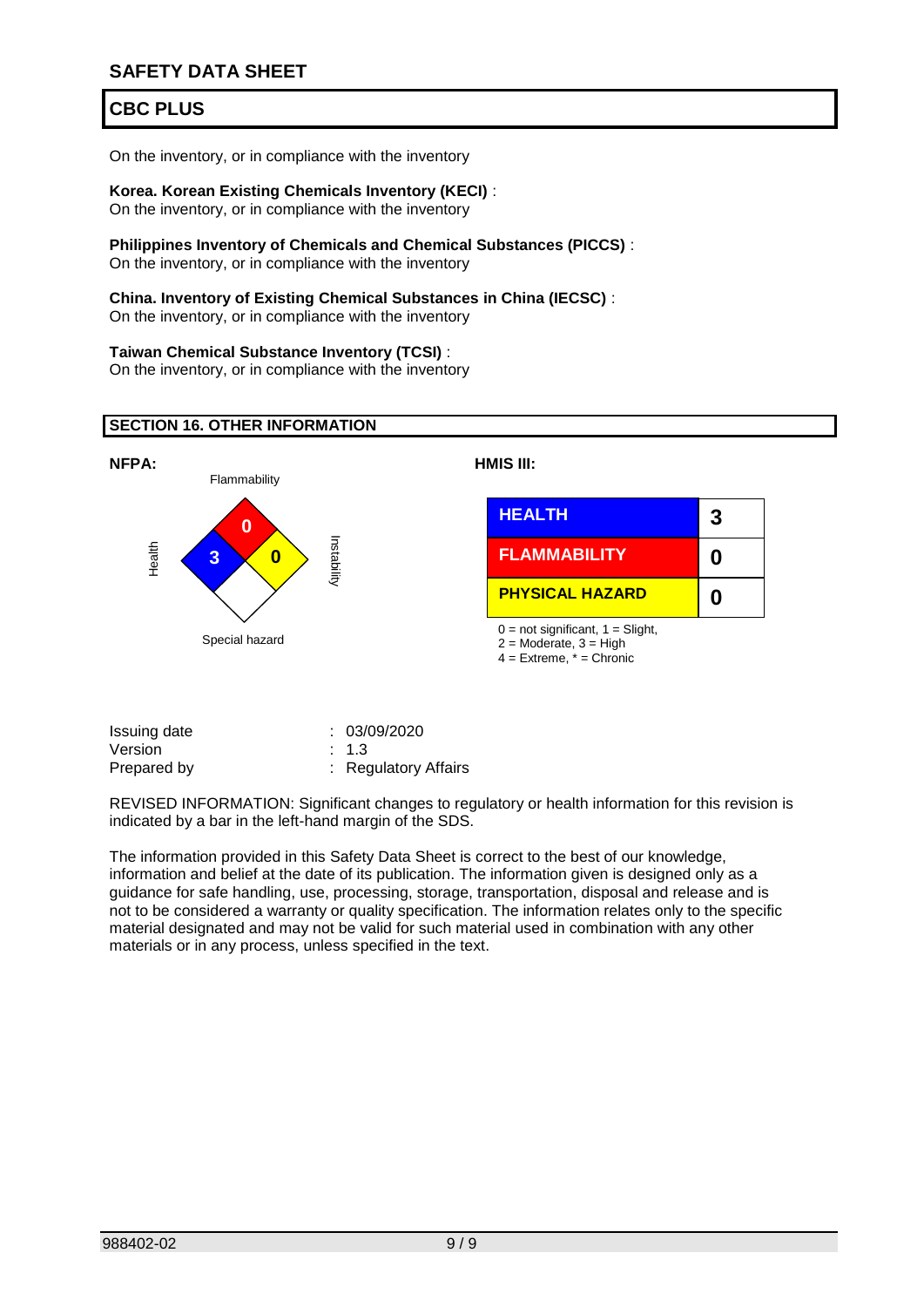On the inventory, or in compliance with the inventory

**Korea. Korean Existing Chemicals Inventory (KECI)** :
On the inventory, or in compliance with the inventory

**Philippines Inventory of Chemicals and Chemical Substances (PICCS)** :
On the inventory, or in compliance with the inventory

**China. Inventory of Existing Chemical Substances in China (IECSC)** :
On the inventory, or in compliance with the inventory

**Taiwan Chemical Substance Inventory (TCSI)** :
On the inventory, or in compliance with the inventory

## SECTION 16. OTHER INFORMATION

**NFPA:**

Flammability
0
Health
3
Instability
0
Special hazard

**HMIS III:**

| | |
|---|---|
| HEALTH | 3 |
| FLAMMABILITY | 0 |
| PHYSICAL HAZARD | 0 |

0 = not significant, 1 = Slight,
2 = Moderate, 3 = High
4 = Extreme, * = Chronic

| | |
|---|---|
| Issuing date | : 03/09/2020 |
| Version | : 1.3 |
| Prepared by | : Regulatory Affairs |

REVISED INFORMATION: Significant changes to regulatory or health information for this revision is indicated by a bar in the left-hand margin of the SDS.

The information provided in this Safety Data Sheet is correct to the best of our knowledge, information and belief at the date of its publication. The information given is designed only as a guidance for safe handling, use, processing, storage, transportation, disposal and release and is not to be considered a warranty or quality specification. The information relates only to the specific material designated and may not be valid for such material used in combination with any other materials or in any process, unless specified in the text.